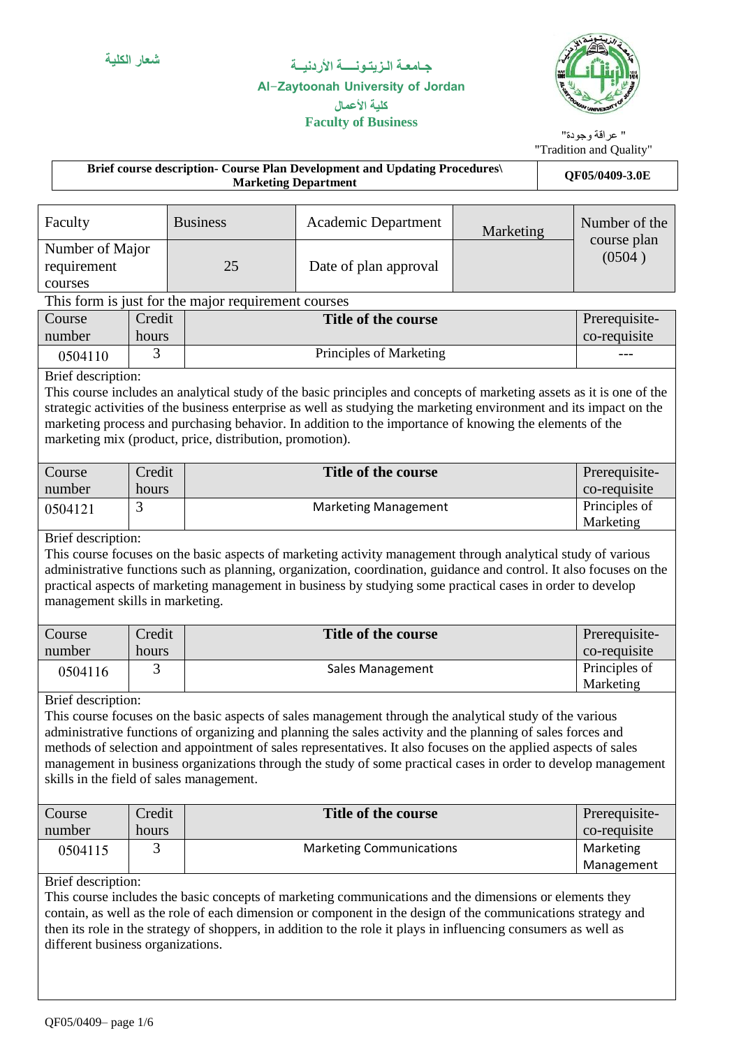شعار الكلية

جـامعـة الـزيـتـونـــة الأردنيـة

Al-Zaytoonah University of Jordan

كلية الأعمال

**Faculty of Business**

" عراقة وجودة"

"Tradition and Quality"

| **Brief course description- Course Plan Development and Updating Procedures\ Marketing Department** | **QF05/0409-3.0E** |
|---|---|

| Faculty | Business | Academic Department | Marketing | Number of the course plan (0504 ) |
|---|---|---|---|---|
| Number of Major requirement courses | 25 | Date of plan approval | | |

This form is just for the major requirement courses

| Course number | Credit hours | **Title of the course** | Prerequisite-co-requisite |
|---|---|---|---|
| 0504110 | 3 | Principles of Marketing | --- |

Brief description:
This course includes an analytical study of the basic principles and concepts of marketing assets as it is one of the strategic activities of the business enterprise as well as studying the marketing environment and its impact on the marketing process and purchasing behavior. In addition to the importance of knowing the elements of the marketing mix (product, price, distribution, promotion).

| Course number | Credit hours | **Title of the course** | Prerequisite-co-requisite |
|---|---|---|---|
| 0504121 | 3 | Marketing Management | Principles of Marketing |

Brief description:
This course focuses on the basic aspects of marketing activity management through analytical study of various administrative functions such as planning, organization, coordination, guidance and control. It also focuses on the practical aspects of marketing management in business by studying some practical cases in order to develop management skills in marketing.

| Course number | Credit hours | **Title of the course** | Prerequisite-co-requisite |
|---|---|---|---|
| 0504116 | 3 | Sales Management | Principles of Marketing |

Brief description:
This course focuses on the basic aspects of sales management through the analytical study of the various administrative functions of organizing and planning the sales activity and the planning of sales forces and methods of selection and appointment of sales representatives. It also focuses on the applied aspects of sales management in business organizations through the study of some practical cases in order to develop management skills in the field of sales management.

| Course number | Credit hours | **Title of the course** | Prerequisite-co-requisite |
|---|---|---|---|
| 0504115 | 3 | Marketing Communications | Marketing Management |

Brief description:
This course includes the basic concepts of marketing communications and the dimensions or elements they contain, as well as the role of each dimension or component in the design of the communications strategy and then its role in the strategy of shoppers, in addition to the role it plays in influencing consumers as well as different business organizations.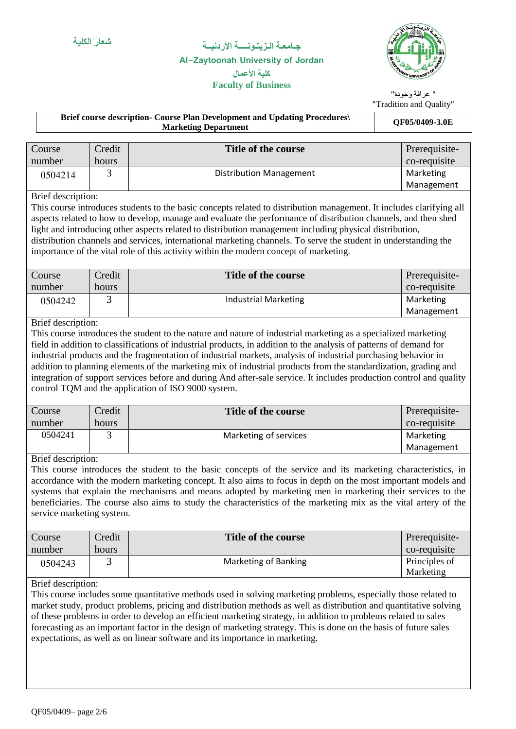شعار الكلية

جامعة الزيتونة الأردنية
Al-Zaytoonah University of Jordan
كلية الأعمال
Faculty of Business

" عراقة وجودة"
"Tradition and Quality"

| Brief course description- Course Plan Development and Updating Procedures\ Marketing Department | QF05/0409-3.0E |
|---|---|

| Course number | Credit hours | Title of the course | Prerequisite-co-requisite |
|---|---|---|---|
| 0504214 | 3 | Distribution Management | Marketing Management |

Brief description:
This course introduces students to the basic concepts related to distribution management. It includes clarifying all aspects related to how to develop, manage and evaluate the performance of distribution channels, and then shed light and introducing other aspects related to distribution management including physical distribution, distribution channels and services, international marketing channels. To serve the student in understanding the importance of the vital role of this activity within the modern concept of marketing.

| Course number | Credit hours | Title of the course | Prerequisite-co-requisite |
|---|---|---|---|
| 0504242 | 3 | Industrial Marketing | Marketing Management |

Brief description:
This course introduces the student to the nature and nature of industrial marketing as a specialized marketing field in addition to classifications of industrial products, in addition to the analysis of patterns of demand for industrial products and the fragmentation of industrial markets, analysis of industrial purchasing behavior in addition to planning elements of the marketing mix of industrial products from the standardization, grading and integration of support services before and during And after-sale service. It includes production control and quality control TQM and the application of ISO 9000 system.

| Course number | Credit hours | Title of the course | Prerequisite-co-requisite |
|---|---|---|---|
| 0504241 | 3 | Marketing of services | Marketing Management |

Brief description:
This course introduces the student to the basic concepts of the service and its marketing characteristics, in accordance with the modern marketing concept. It also aims to focus in depth on the most important models and systems that explain the mechanisms and means adopted by marketing men in marketing their services to the beneficiaries. The course also aims to study the characteristics of the marketing mix as the vital artery of the service marketing system.

| Course number | Credit hours | Title of the course | Prerequisite-co-requisite |
|---|---|---|---|
| 0504243 | 3 | Marketing of Banking | Principles of Marketing |

Brief description:
This course includes some quantitative methods used in solving marketing problems, especially those related to market study, product problems, pricing and distribution methods as well as distribution and quantitative solving of these problems in order to develop an efficient marketing strategy, in addition to problems related to sales forecasting as an important factor in the design of marketing strategy. This is done on the basis of future sales expectations, as well as on linear software and its importance in marketing.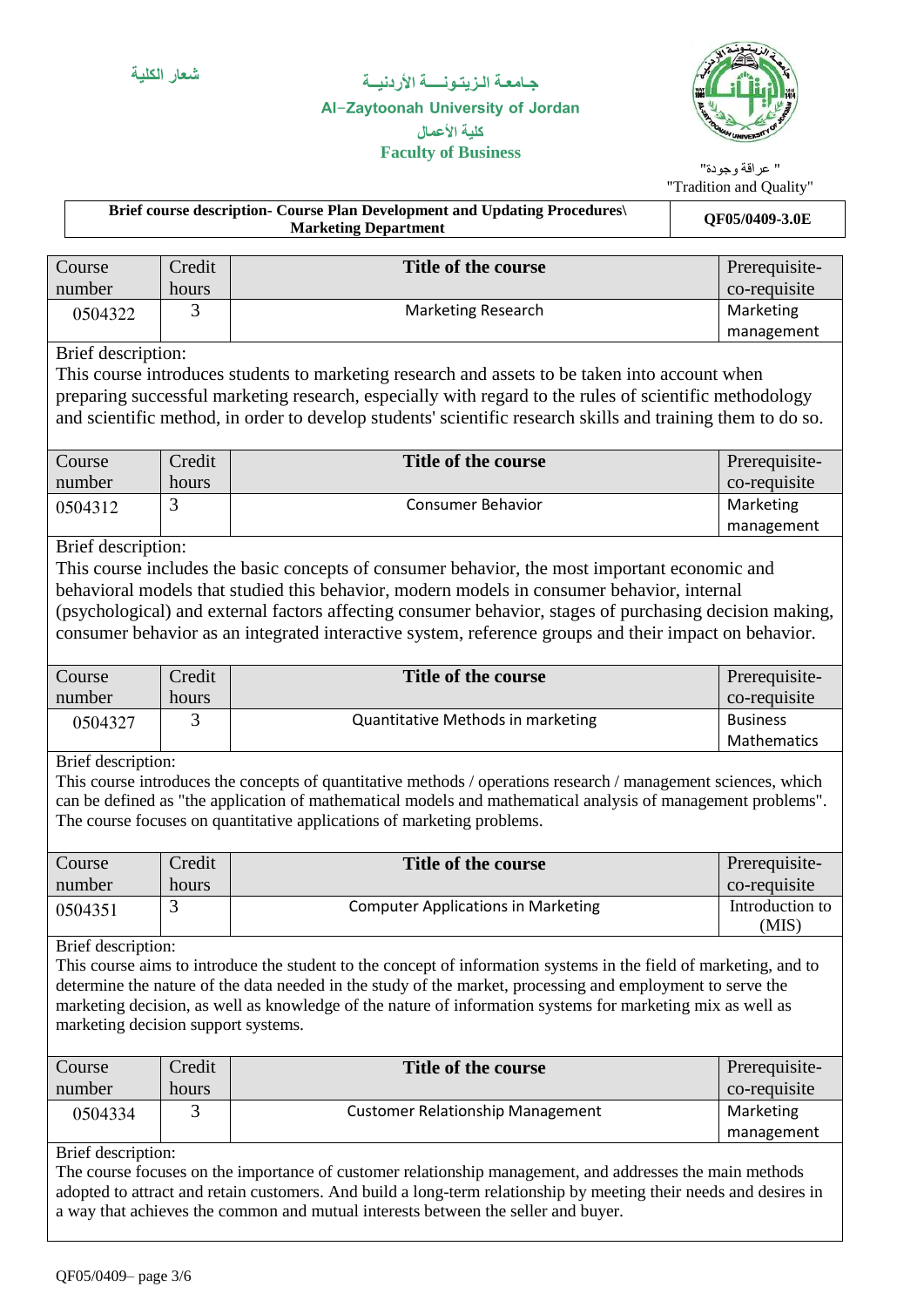شعار الكلية

جـامعة الـزيتـونـــة الأردنيــة

Al-Zaytoonah University of Jordan

كلية الأعمال

**Faculty of Business**

" عراقة وجودة"

"Tradition and Quality"

| **Brief course description- Course Plan Development and Updating Procedures\ Marketing Department** | **QF05/0409-3.0E** |
|---|---|

| Course number | Credit hours | **Title of the course** | Prerequisite-co-requisite |
|---|---|---|---|
| 0504322 | 3 | Marketing Research | Marketing management |

Brief description:
This course introduces students to marketing research and assets to be taken into account when preparing successful marketing research, especially with regard to the rules of scientific methodology and scientific method, in order to develop students' scientific research skills and training them to do so.

| Course number | Credit hours | **Title of the course** | Prerequisite-co-requisite |
|---|---|---|---|
| 0504312 | 3 | Consumer Behavior | Marketing management |

Brief description:
This course includes the basic concepts of consumer behavior, the most important economic and behavioral models that studied this behavior, modern models in consumer behavior, internal (psychological) and external factors affecting consumer behavior, stages of purchasing decision making, consumer behavior as an integrated interactive system, reference groups and their impact on behavior.

| Course number | Credit hours | **Title of the course** | Prerequisite-co-requisite |
|---|---|---|---|
| 0504327 | 3 | Quantitative Methods in marketing | Business Mathematics |

Brief description:
This course introduces the concepts of quantitative methods / operations research / management sciences, which can be defined as "the application of mathematical models and mathematical analysis of management problems". The course focuses on quantitative applications of marketing problems.

| Course number | Credit hours | **Title of the course** | Prerequisite-co-requisite |
|---|---|---|---|
| 0504351 | 3 | Computer Applications in Marketing | Introduction to (MIS) |

Brief description:
This course aims to introduce the student to the concept of information systems in the field of marketing, and to determine the nature of the data needed in the study of the market, processing and employment to serve the marketing decision, as well as knowledge of the nature of information systems for marketing mix as well as marketing decision support systems.

| Course number | Credit hours | **Title of the course** | Prerequisite-co-requisite |
|---|---|---|---|
| 0504334 | 3 | Customer Relationship Management | Marketing management |

Brief description:
The course focuses on the importance of customer relationship management, and addresses the main methods adopted to attract and retain customers. And build a long-term relationship by meeting their needs and desires in a way that achieves the common and mutual interests between the seller and buyer.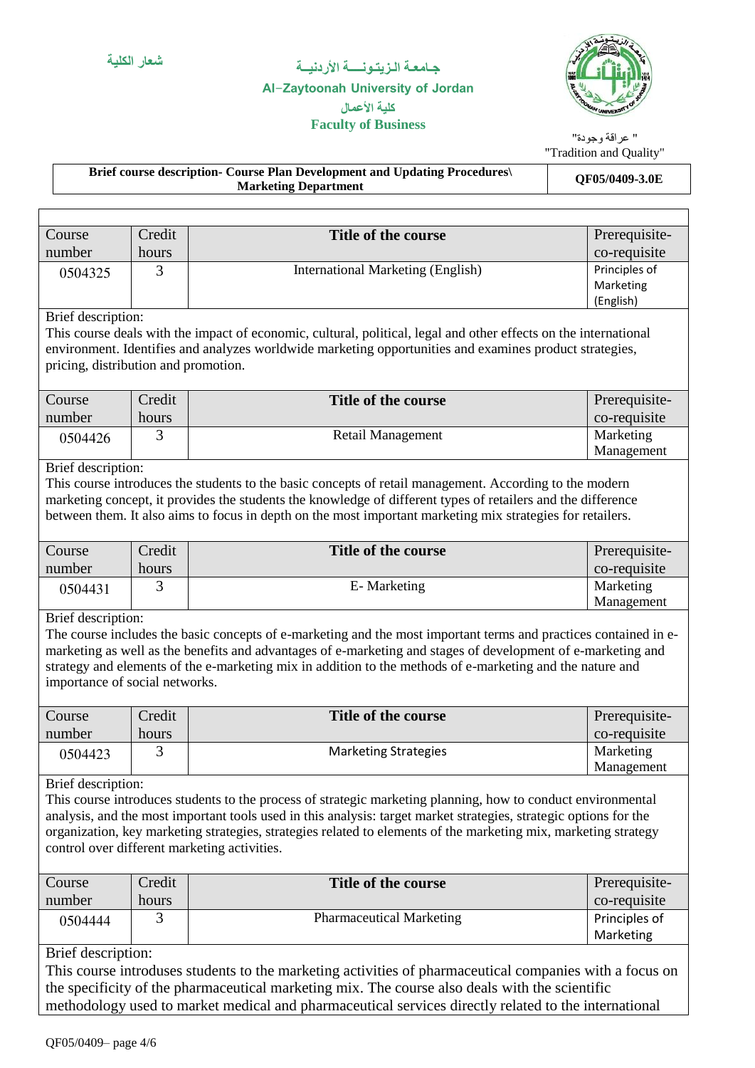شعار الكلية

جـامعة الـزيتـونــة الأردنيـة

Al-Zaytoonah University of Jordan

كلية الأعمال

**Faculty of Business**

" عراقة وجودة"

"Tradition and Quality"

| **Brief course description- Course Plan Development and Updating Procedures\ Marketing Department** | **QF05/0409-3.0E** |
|---|---|

| Course number | Credit hours | **Title of the course** | Prerequisite-co-requisite |
|---|---|---|---|
| 0504325 | 3 | International Marketing (English) | Principles of Marketing (English) |

Brief description:
This course deals with the impact of economic, cultural, political, legal and other effects on the international environment. Identifies and analyzes worldwide marketing opportunities and examines product strategies, pricing, distribution and promotion.

| Course number | Credit hours | **Title of the course** | Prerequisite-co-requisite |
|---|---|---|---|
| 0504426 | 3 | Retail Management | Marketing Management |

Brief description:
This course introduces the students to the basic concepts of retail management. According to the modern marketing concept, it provides the students the knowledge of different types of retailers and the difference between them. It also aims to focus in depth on the most important marketing mix strategies for retailers.

| Course number | Credit hours | **Title of the course** | Prerequisite-co-requisite |
|---|---|---|---|
| 0504431 | 3 | E- Marketing | Marketing Management |

Brief description:
The course includes the basic concepts of e-marketing and the most important terms and practices contained in e-marketing as well as the benefits and advantages of e-marketing and stages of development of e-marketing and strategy and elements of the e-marketing mix in addition to the methods of e-marketing and the nature and importance of social networks.

| Course number | Credit hours | **Title of the course** | Prerequisite-co-requisite |
|---|---|---|---|
| 0504423 | 3 | Marketing Strategies | Marketing Management |

Brief description:
This course introduces students to the process of strategic marketing planning, how to conduct environmental analysis, and the most important tools used in this analysis: target market strategies, strategic options for the organization, key marketing strategies, strategies related to elements of the marketing mix, marketing strategy control over different marketing activities.

| Course number | Credit hours | **Title of the course** | Prerequisite-co-requisite |
|---|---|---|---|
| 0504444 | 3 | Pharmaceutical Marketing | Principles of Marketing |

Brief description:
This course introduses students to the marketing activities of pharmaceutical companies with a focus on the specificity of the pharmaceutical marketing mix. The course also deals with the scientific methodology used to market medical and pharmaceutical services directly related to the international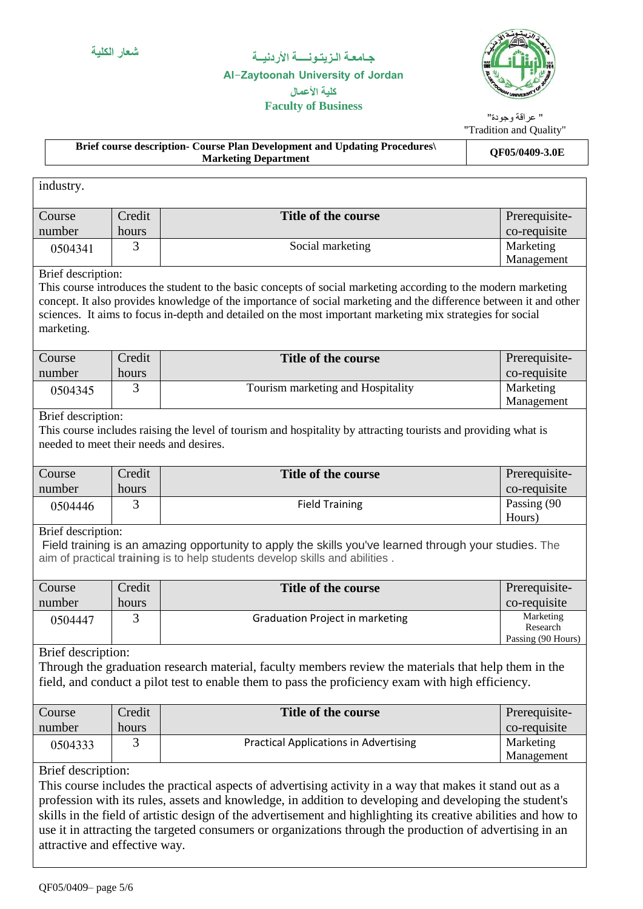industry.

| Course number | Credit hours | Title of the course | Prerequisite-co-requisite |
|---|---|---|---|
| 0504341 | 3 | Social marketing | Marketing Management |

Brief description:
This course introduces the student to the basic concepts of social marketing according to the modern marketing concept. It also provides knowledge of the importance of social marketing and the difference between it and other sciences. It aims to focus in-depth and detailed on the most important marketing mix strategies for social marketing.

| Course number | Credit hours | Title of the course | Prerequisite-co-requisite |
|---|---|---|---|
| 0504345 | 3 | Tourism marketing and Hospitality | Marketing Management |

Brief description:
This course includes raising the level of tourism and hospitality by attracting tourists and providing what is needed to meet their needs and desires.

| Course number | Credit hours | Title of the course | Prerequisite-co-requisite |
|---|---|---|---|
| 0504446 | 3 | Field Training | Passing (90 Hours) |

Brief description:
Field training is an amazing opportunity to apply the skills you've learned through your studies. The aim of practical **training** is to help students develop skills and abilities .

| Course number | Credit hours | Title of the course | Prerequisite-co-requisite |
|---|---|---|---|
| 0504447 | 3 | Graduation Project in marketing | Marketing Research Passing (90 Hours) |

Brief description:
Through the graduation research material, faculty members review the materials that help them in the field, and conduct a pilot test to enable them to pass the proficiency exam with high efficiency.

| Course number | Credit hours | Title of the course | Prerequisite-co-requisite |
|---|---|---|---|
| 0504333 | 3 | Practical Applications in Advertising | Marketing Management |

Brief description:
This course includes the practical aspects of advertising activity in a way that makes it stand out as a profession with its rules, assets and knowledge, in addition to developing and developing the student's skills in the field of artistic design of the advertisement and highlighting its creative abilities and how to use it in attracting the targeted consumers or organizations through the production of advertising in an attractive and effective way.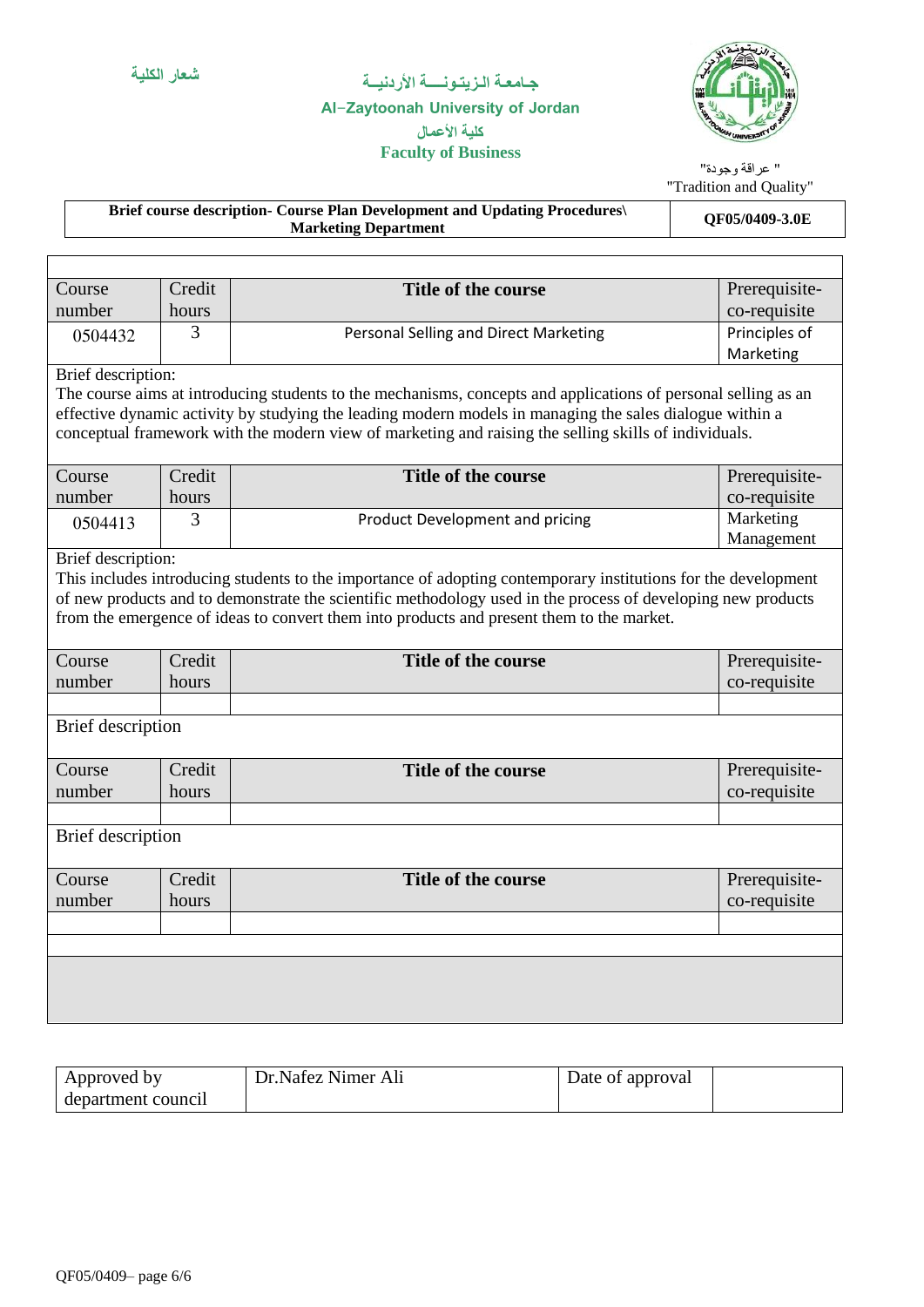شعار الكلية

جـامعة الـزيـتـونـــة الأردنيــة

Al-Zaytoonah University of Jordan

كلية الأعمال

**Faculty of Business**

" عراقة وجودة"

"Tradition and Quality"

| **Brief course description- Course Plan Development and Updating Procedures\ Marketing Department** | **QF05/0409-3.0E** |
|---|---|

| Course number | Credit hours | **Title of the course** | Prerequisite-co-requisite |
|---|---|---|---|
| 0504432 | 3 | Personal Selling and Direct Marketing | Principles of Marketing |

Brief description:
The course aims at introducing students to the mechanisms, concepts and applications of personal selling as an effective dynamic activity by studying the leading modern models in managing the sales dialogue within a conceptual framework with the modern view of marketing and raising the selling skills of individuals.

| Course number | Credit hours | **Title of the course** | Prerequisite-co-requisite |
|---|---|---|---|
| 0504413 | 3 | Product Development and pricing | Marketing Management |

Brief description:
This includes introducing students to the importance of adopting contemporary institutions for the development of new products and to demonstrate the scientific methodology used in the process of developing new products from the emergence of ideas to convert them into products and present them to the market.

| Course number | Credit hours | **Title of the course** | Prerequisite-co-requisite |
|---|---|---|---|
| | | | |

Brief description

| Course number | Credit hours | **Title of the course** | Prerequisite-co-requisite |
|---|---|---|---|
| | | | |

Brief description

| Course number | Credit hours | **Title of the course** | Prerequisite-co-requisite |
|---|---|---|---|
| | | | |

| Approved by department council | Dr.Nafez Nimer Ali | Date of approval | |
|---|---|---|---|